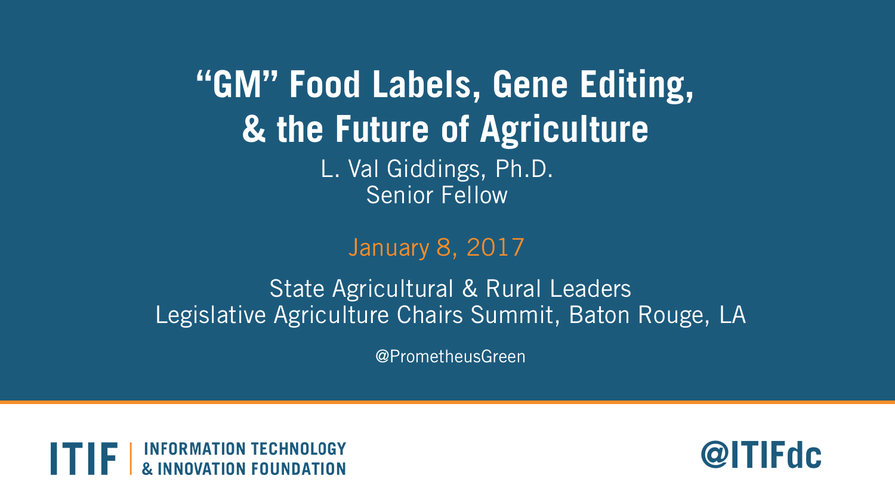# "GM" Food Labels, Gene Editing, & the Future of Agriculture

L. Val Giddings, Ph.D.
Senior Fellow

January 8, 2017

State Agricultural & Rural Leaders
Legislative Agriculture Chairs Summit, Baton Rouge, LA

@PrometheusGreen

ITIF | INFORMATION TECHNOLOGY & INNOVATION FOUNDATION

@ITIFdc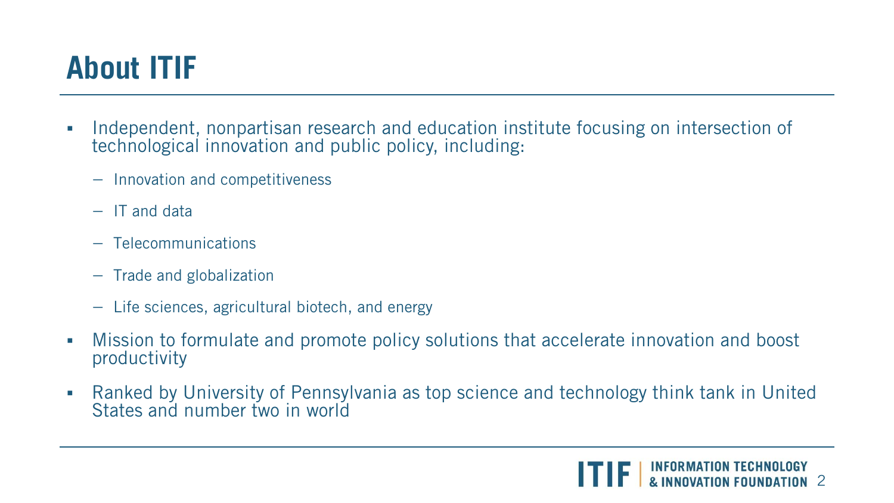# About ITIF

- Independent, nonpartisan research and education institute focusing on intersection of technological innovation and public policy, including:
  - Innovation and competitiveness
  - IT and data
  - Telecommunications
  - Trade and globalization
  - Life sciences, agricultural biotech, and energy
- Mission to formulate and promote policy solutions that accelerate innovation and boost productivity
- Ranked by University of Pennsylvania as top science and technology think tank in United States and number two in world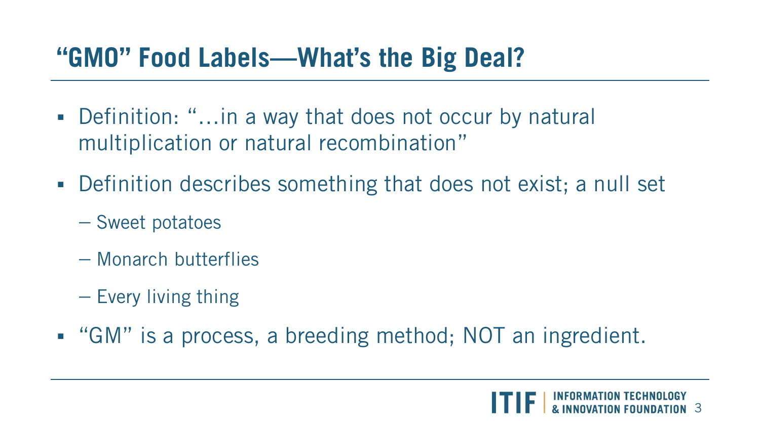# "GMO" Food Labels—What's the Big Deal?

- Definition: "…in a way that does not occur by natural multiplication or natural recombination"
- Definition describes something that does not exist; a null set
  - Sweet potatoes
  - Monarch butterflies
  - Every living thing
- "GM" is a process, a breeding method; NOT an ingredient.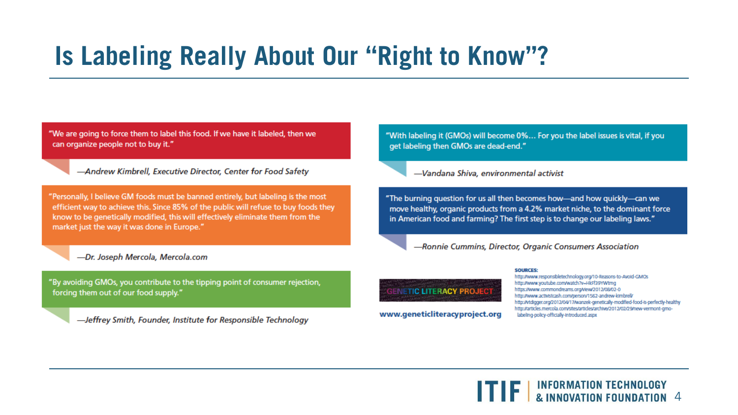# Is Labeling Really About Our "Right to Know"?

"We are going to force them to label this food. If we have it labeled, then we can organize people not to buy it."

—*Andrew Kimbrell, Executive Director, Center for Food Safety*

"Personally, I believe GM foods must be banned entirely, but labeling is the most efficient way to achieve this. Since 85% of the public will refuse to buy foods they know to be genetically modified, this will effectively eliminate them from the market just the way it was done in Europe."

—*Dr. Joseph Mercola, Mercola.com*

"By avoiding GMOs, you contribute to the tipping point of consumer rejection, forcing them out of our food supply."

—*Jeffrey Smith, Founder, Institute for Responsible Technology*

"With labeling it (GMOs) will become 0%… For you the label issues is vital, if you get labeling then GMOs are dead-end."

—*Vandana Shiva, environmental activist*

"The burning question for us all then becomes how—and how quickly—can we move healthy, organic products from a 4.2% market niche, to the dominant force in American food and farming? The first step is to change our labeling laws."

—*Ronnie Cummins, Director, Organic Consumers Association*

GENETIC LITERACY PROJECT

www.geneticliteracyproject.org

**SOURCES:**
http://www.responsibletechnology.org/10-Reasons-to-Avoid-GMOs
http://www.youtube.com/watch?v=HkFf39YWtmg
https://www.commondreams.org/view/2012/08/02-0
http://www.activistcash.com/person/1562-andrew-kimbrell/
http://vtdigger.org/2012/04/17/wanzek-genetically-modified-food-is-perfectly-healthy
http://articles.mercola.com/sites/articles/archive/2012/02/29/new-vermont-gmo-labeling-policy-officially-introduced.aspx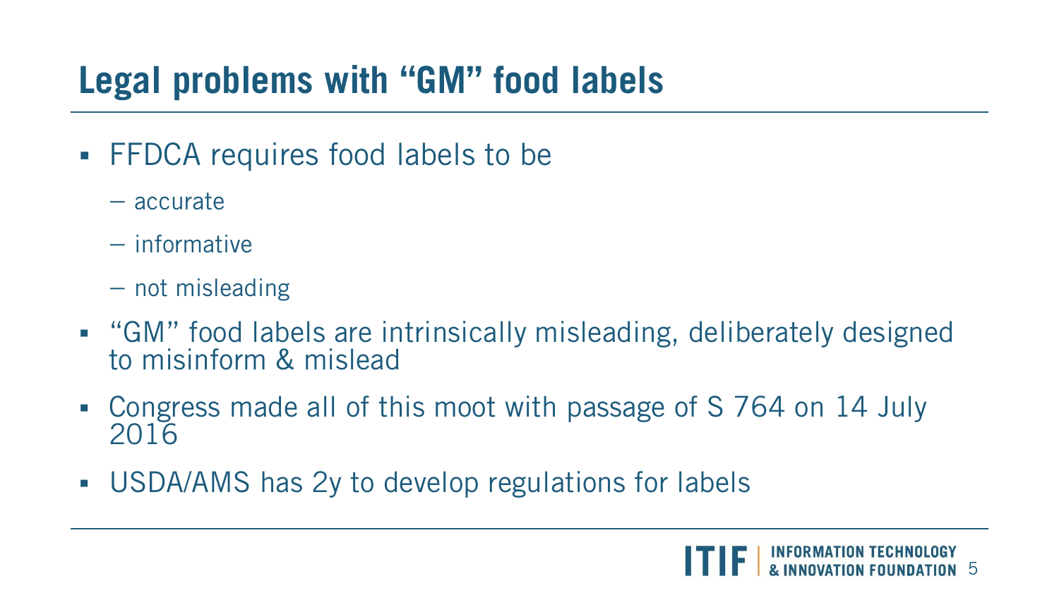# Legal problems with "GM" food labels

- FFDCA requires food labels to be
  - accurate
  - informative
  - not misleading
- "GM" food labels are intrinsically misleading, deliberately designed to misinform & mislead
- Congress made all of this moot with passage of S 764 on 14 July 2016
- USDA/AMS has 2y to develop regulations for labels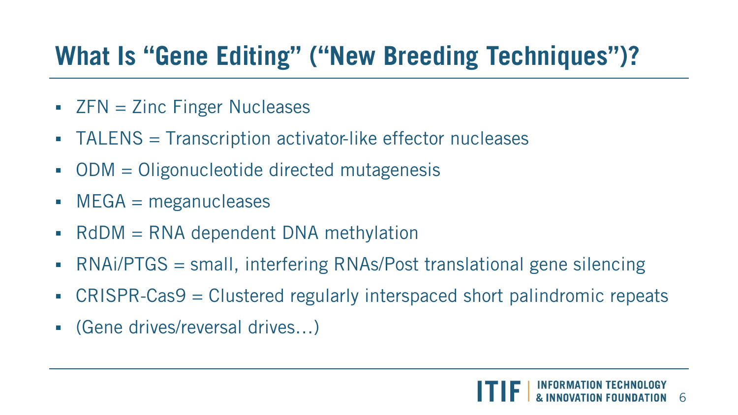# What Is "Gene Editing" ("New Breeding Techniques")?

- ZFN = Zinc Finger Nucleases
- TALENS = Transcription activator-like effector nucleases
- ODM = Oligonucleotide directed mutagenesis
- MEGA = meganucleases
- RdDM = RNA dependent DNA methylation
- RNAi/PTGS = small, interfering RNAs/Post translational gene silencing
- CRISPR-Cas9 = Clustered regularly interspaced short palindromic repeats
- (Gene drives/reversal drives…)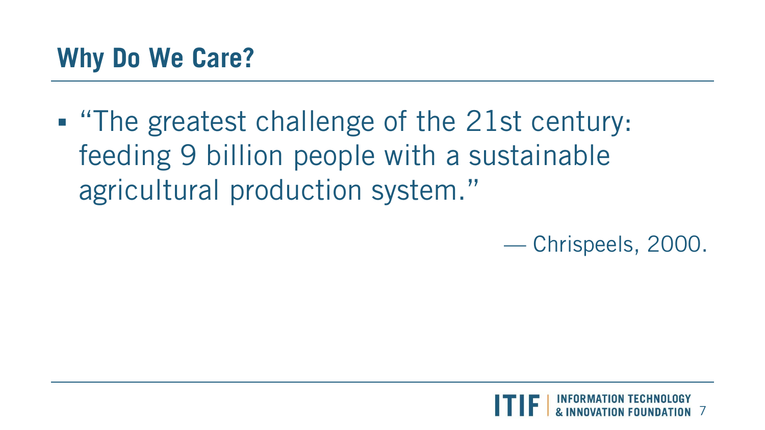## Why Do We Care?

- "The greatest challenge of the 21st century: feeding 9 billion people with a sustainable agricultural production system."

— Chrispeels, 2000.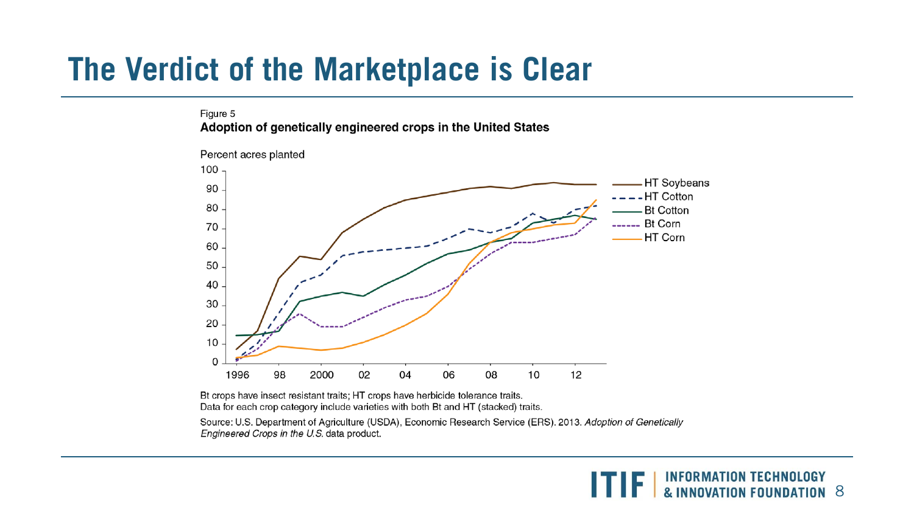# The Verdict of the Marketplace is Clear

Figure 5

**Adoption of genetically engineered crops in the United States**

Percent acres planted

Bt crops have insect resistant traits; HT crops have herbicide tolerance traits.
Data for each crop category include varieties with both Bt and HT (stacked) traits.

Source: U.S. Department of Agriculture (USDA), Economic Research Service (ERS). 2013. *Adoption of Genetically Engineered Crops in the U.S.* data product.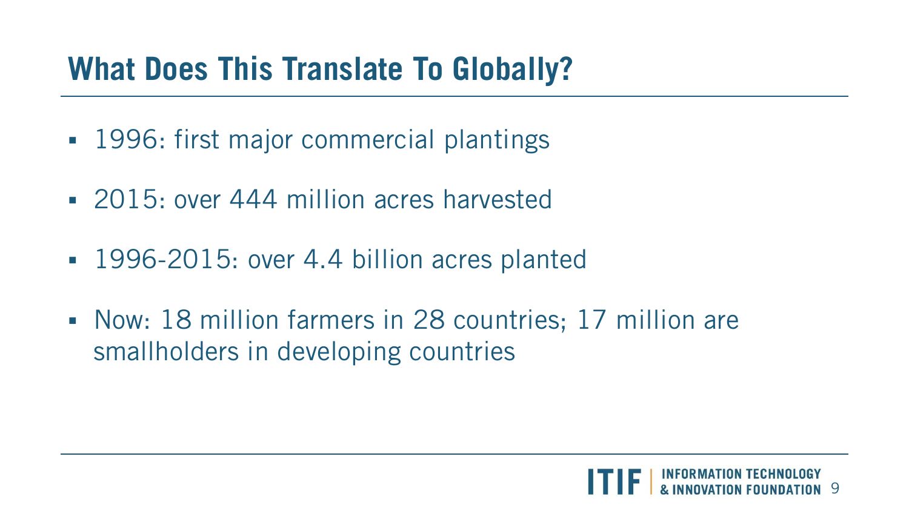# What Does This Translate To Globally?

- 1996: first major commercial plantings
- 2015: over 444 million acres harvested
- 1996-2015: over 4.4 billion acres planted
- Now: 18 million farmers in 28 countries; 17 million are smallholders in developing countries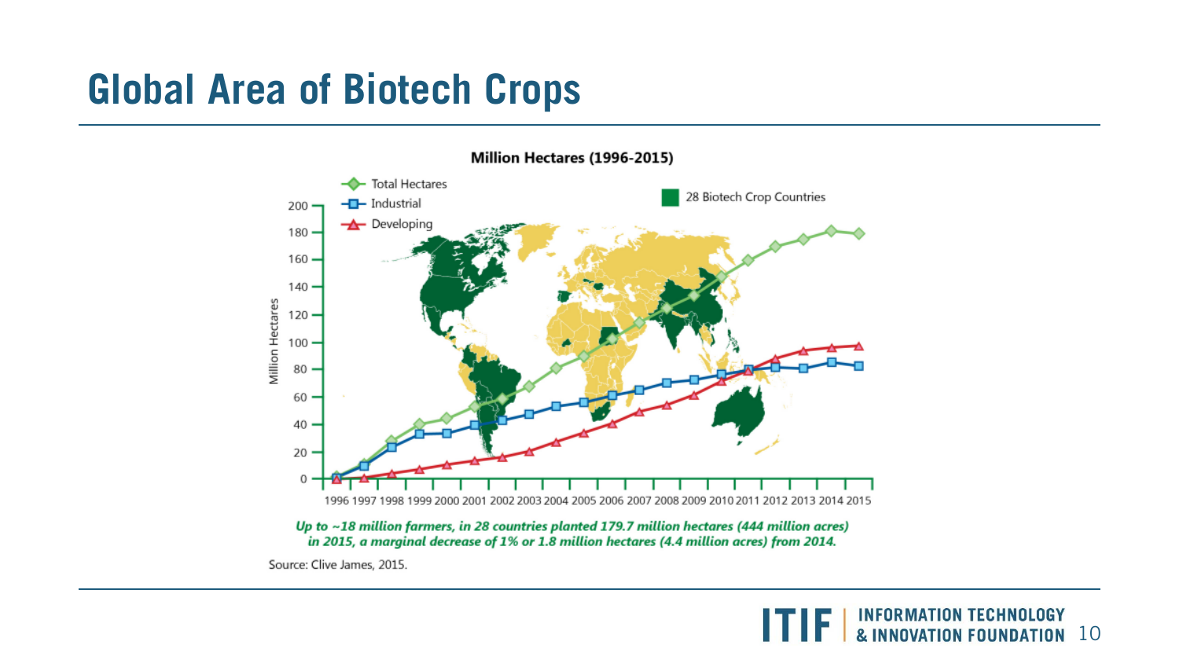# Global Area of Biotech Crops

**Million Hectares (1996-2015)**

- Total Hectares
- Industrial
- Developing

28 Biotech Crop Countries

Million Hectares: 0, 20, 40, 60, 80, 100, 120, 140, 160, 180, 200

1996 1997 1998 1999 2000 2001 2002 2003 2004 2005 2006 2007 2008 2009 2010 2011 2012 2013 2014 2015

***Up to ~18 million farmers, in 28 countries planted 179.7 million hectares (444 million acres) in 2015, a marginal decrease of 1% or 1.8 million hectares (4.4 million acres) from 2014.***

Source: Clive James, 2015.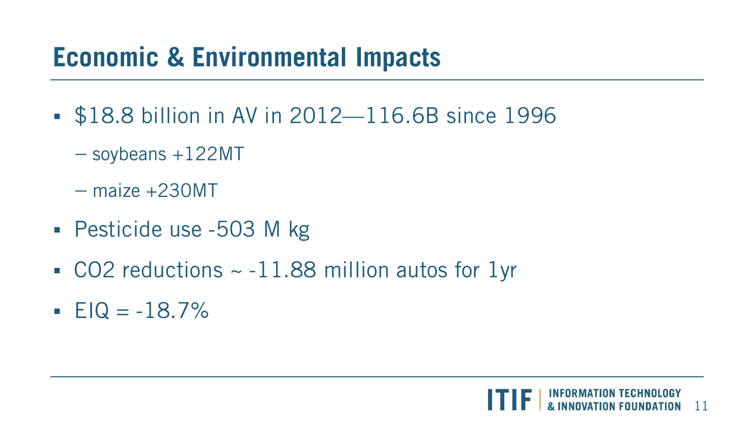# Economic & Environmental Impacts

- $18.8 billion in AV in 2012—116.6B since 1996
  - soybeans +122MT
  - maize +230MT
- Pesticide use -503 M kg
- $CO_2$ reductions ~ -11.88 million autos for 1yr
- EIQ = -18.7%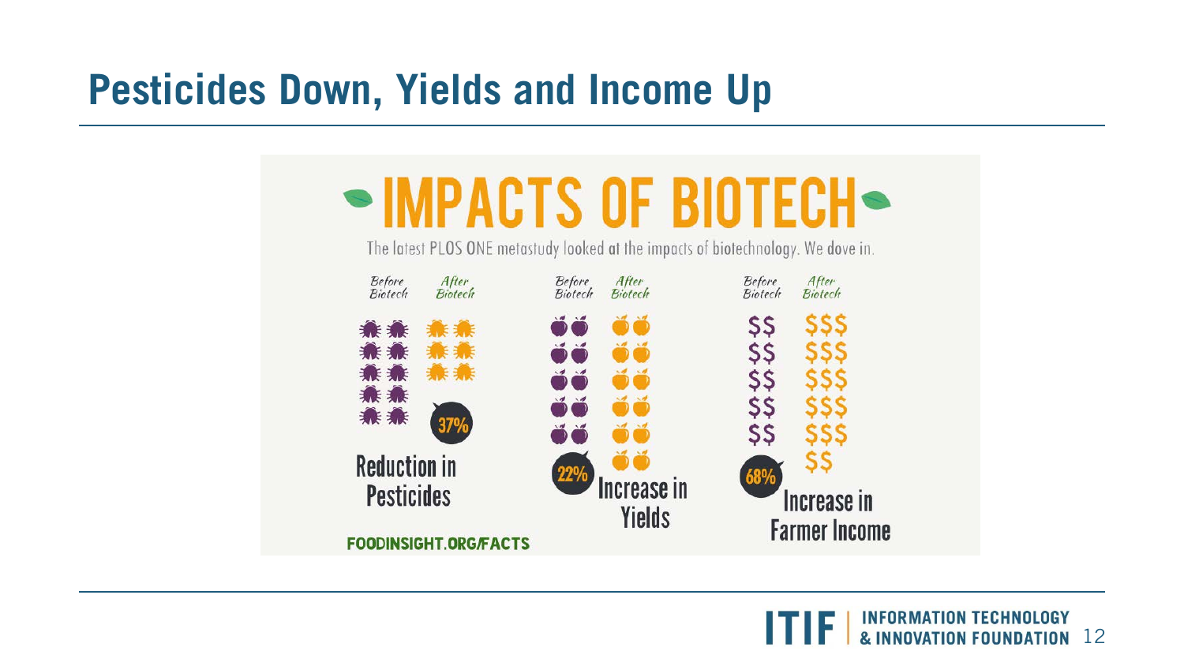# Pesticides Down, Yields and Income Up

## IMPACTS OF BIOTECH

The latest PLOS ONE metastudy looked at the impacts of biotechnology. We dove in.

| Before Biotech | After Biotech | |
|---|---|---|
| 🐛🐛 🐛🐛 🐛🐛 🐛🐛 🐛🐛 | 🐛🐛 🐛🐛 🐛🐛 | **37%** Reduction in Pesticides |
| 🍎🍎 🍎🍎 🍎🍎 🍎🍎 🍎🍎 | 🍎🍎 🍎🍎 🍎🍎 🍎🍎 🍎🍎 🍎🍎 | **22%** Increase in Yields |
| $$ $$ $$ $$ $$ | $$$ $$$ $$$ $$$ $$$ $$ | **68%** Increase in Farmer Income |

FOODINSIGHT.ORG/FACTS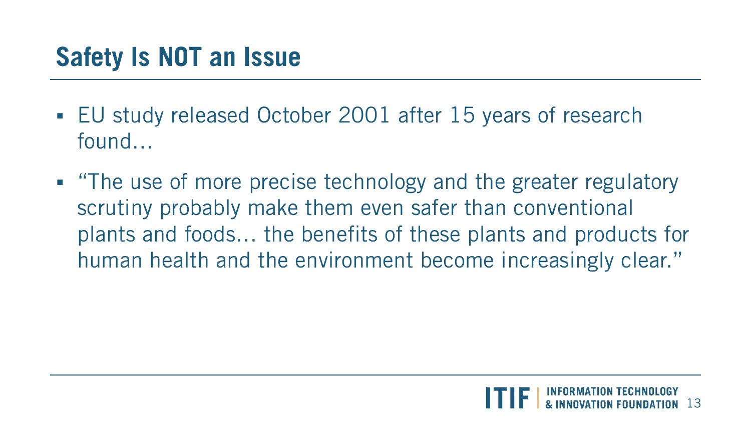## Safety Is NOT an Issue

- EU study released October 2001 after 15 years of research found…
- “The use of more precise technology and the greater regulatory scrutiny probably make them even safer than conventional plants and foods… the benefits of these plants and products for human health and the environment become increasingly clear.”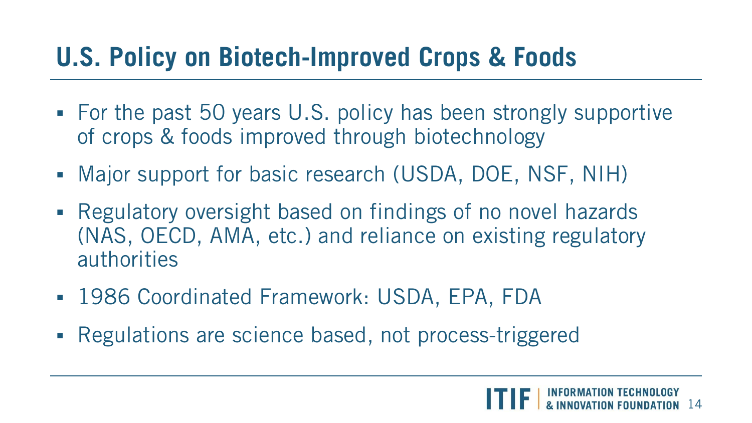# U.S. Policy on Biotech-Improved Crops & Foods

- For the past 50 years U.S. policy has been strongly supportive of crops & foods improved through biotechnology
- Major support for basic research (USDA, DOE, NSF, NIH)
- Regulatory oversight based on findings of no novel hazards (NAS, OECD, AMA, etc.) and reliance on existing regulatory authorities
- 1986 Coordinated Framework: USDA, EPA, FDA
- Regulations are science based, not process-triggered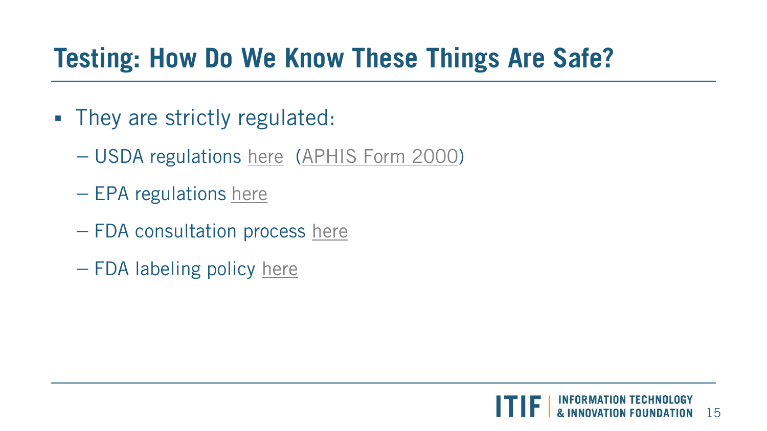# Testing: How Do We Know These Things Are Safe?

- They are strictly regulated:
  - USDA regulations here (APHIS Form 2000)
  - EPA regulations here
  - FDA consultation process here
  - FDA labeling policy here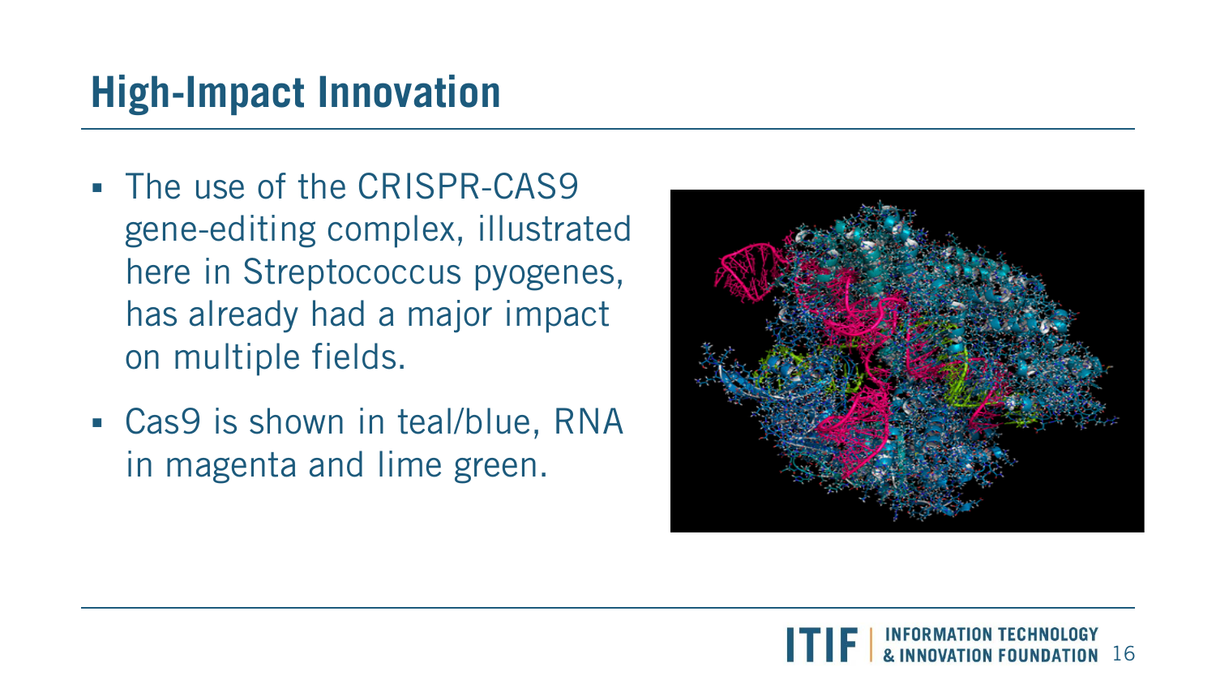## High-Impact Innovation

- The use of the CRISPR-CAS9 gene-editing complex, illustrated here in Streptococcus pyogenes, has already had a major impact on multiple fields.
- Cas9 is shown in teal/blue, RNA in magenta and lime green.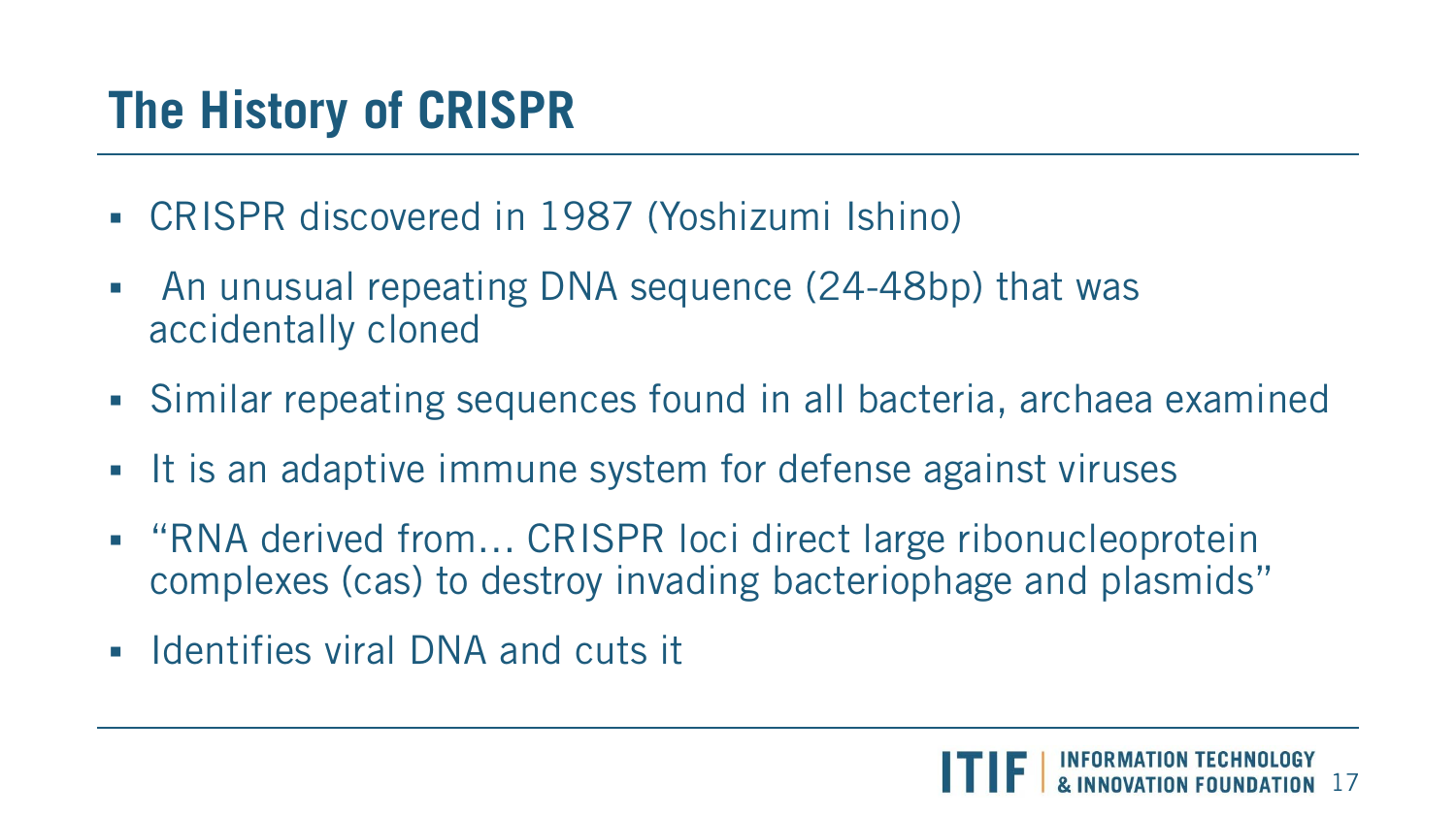# The History of CRISPR

- CRISPR discovered in 1987 (Yoshizumi Ishino)
- An unusual repeating DNA sequence (24-48bp) that was accidentally cloned
- Similar repeating sequences found in all bacteria, archaea examined
- It is an adaptive immune system for defense against viruses
- "RNA derived from… CRISPR loci direct large ribonucleoprotein complexes (cas) to destroy invading bacteriophage and plasmids"
- Identifies viral DNA and cuts it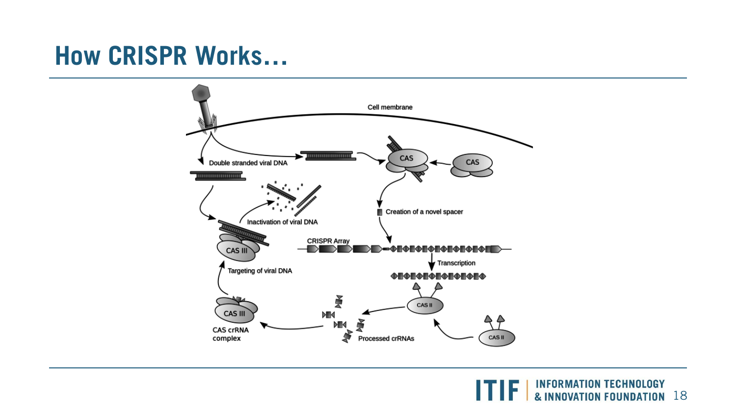# How CRISPR Works…

Cell membrane

Double stranded viral DNA

CAS

CAS

Inactivation of viral DNA

Creation of a novel spacer

CAS III

CRISPR Array

Targeting of viral DNA

Transcription

CAS II

CAS III

CAS crRNA complex

Processed crRNAs

CAS II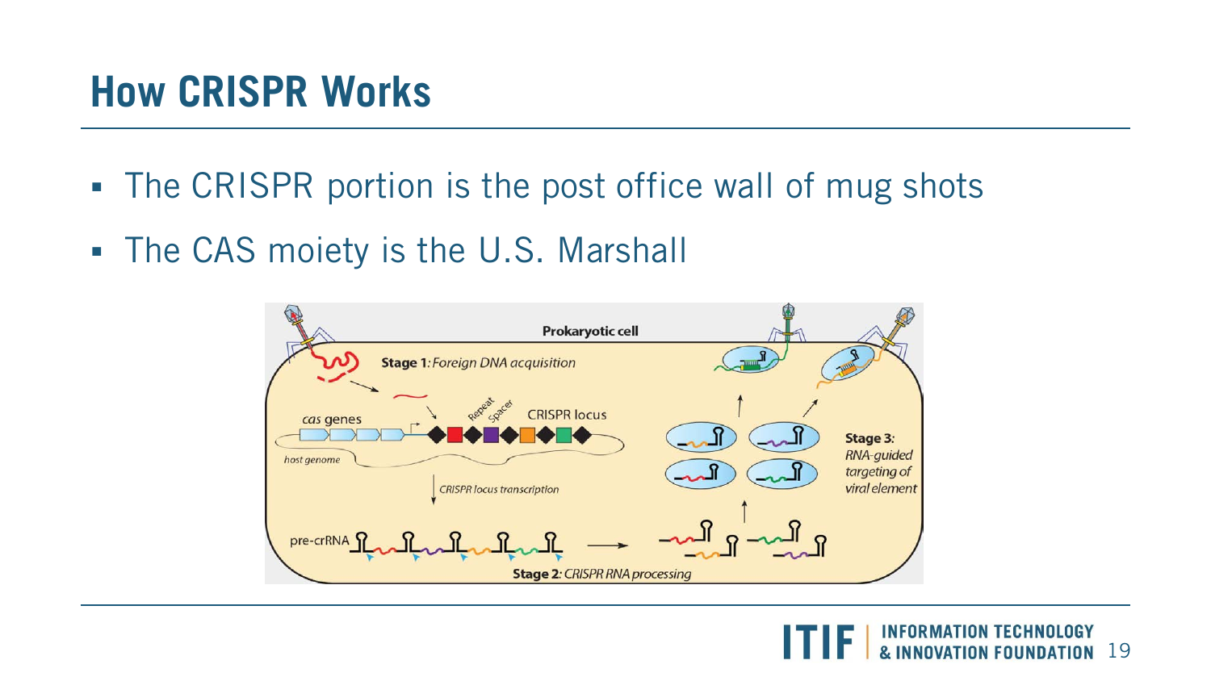# How CRISPR Works

- The CRISPR portion is the post office wall of mug shots
- The CAS moiety is the U.S. Marshall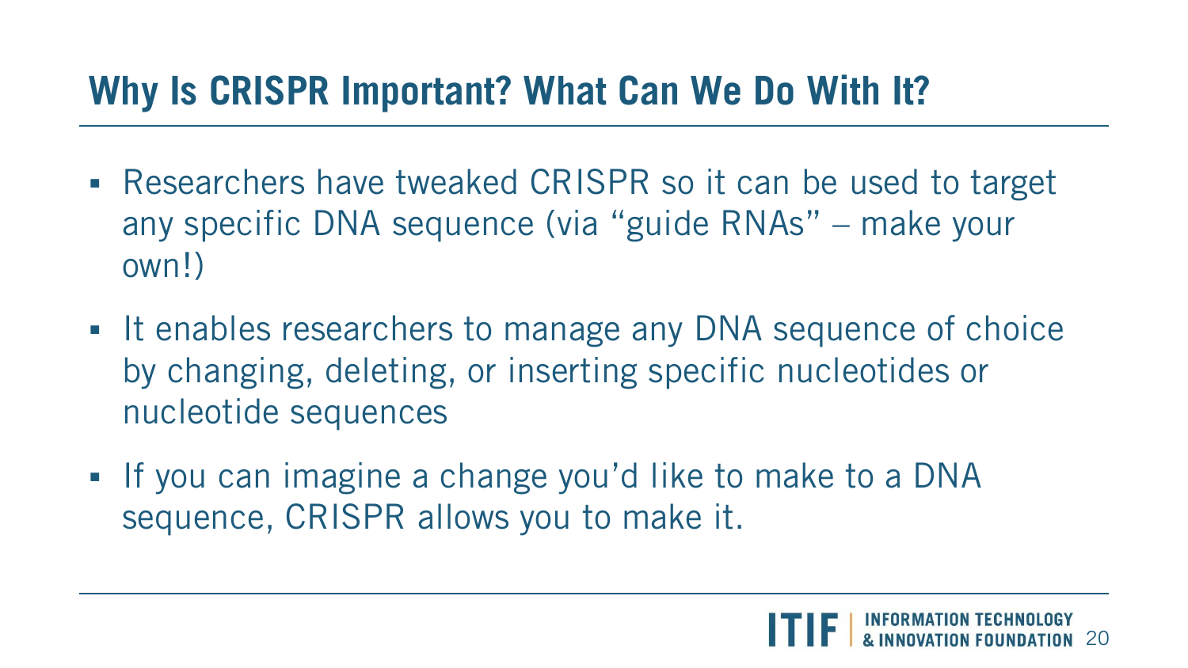## Why Is CRISPR Important? What Can We Do With It?

- Researchers have tweaked CRISPR so it can be used to target any specific DNA sequence (via "guide RNAs" – make your own!)
- It enables researchers to manage any DNA sequence of choice by changing, deleting, or inserting specific nucleotides or nucleotide sequences
- If you can imagine a change you'd like to make to a DNA sequence, CRISPR allows you to make it.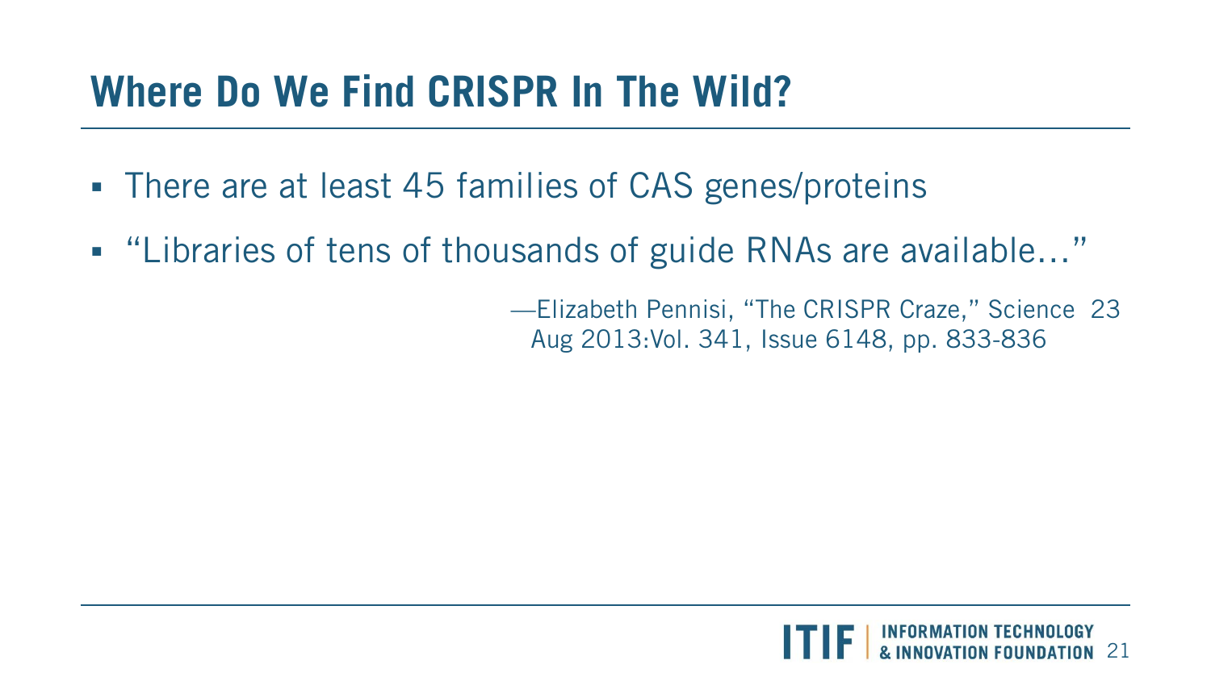# Where Do We Find CRISPR In The Wild?

- There are at least 45 families of CAS genes/proteins
- "Libraries of tens of thousands of guide RNAs are available…"

—Elizabeth Pennisi, "The CRISPR Craze," Science 23 Aug 2013:Vol. 341, Issue 6148, pp. 833-836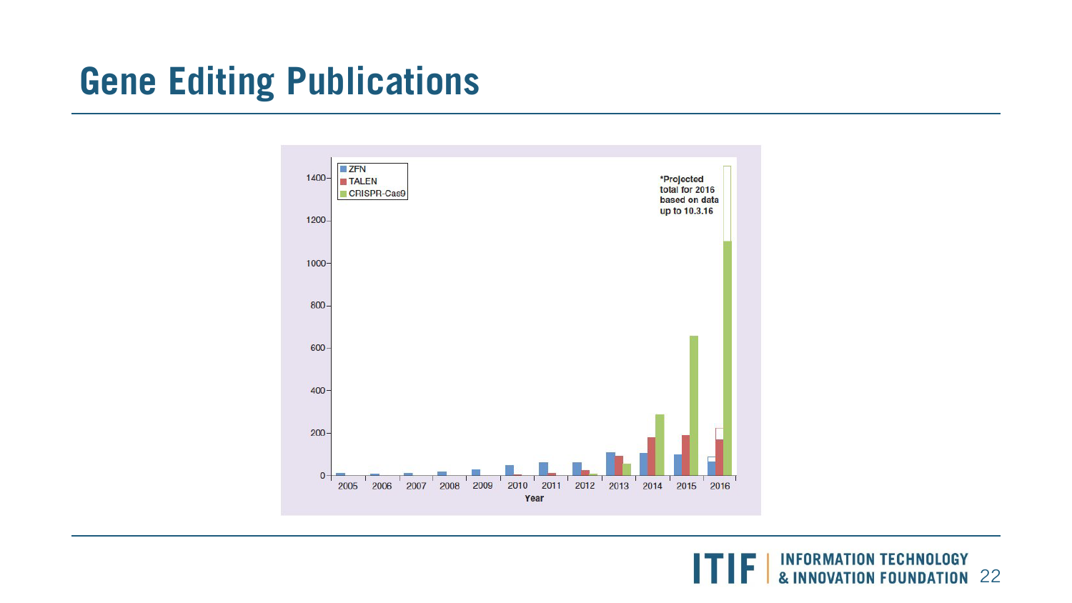# Gene Editing Publications

ZFN
TALEN
CRISPR-Cas9

*Projected total for 2016 based on data up to 10.3.16

1400
1200
1000
800
600
400
200
0

2005 2006 2007 2008 2009 2010 2011 2012 2013 2014 2015 2016

Year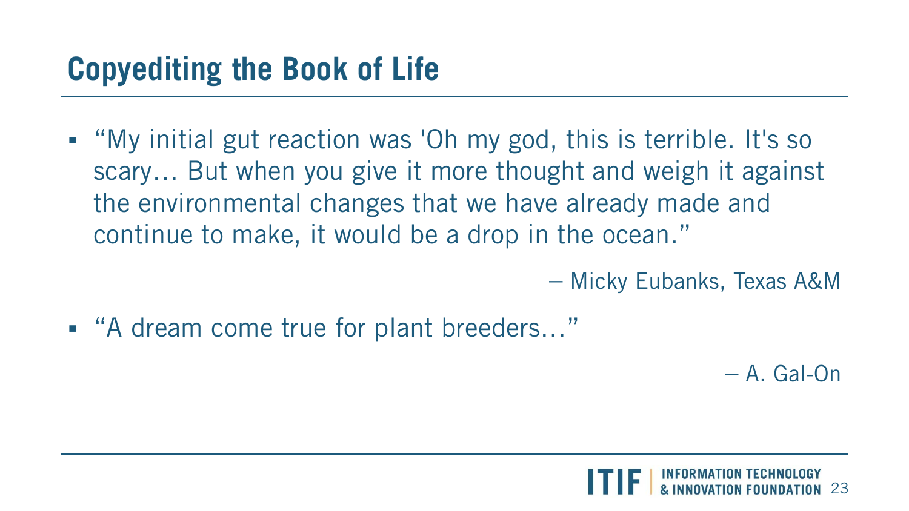# Copyediting the Book of Life

- "My initial gut reaction was 'Oh my god, this is terrible. It's so scary… But when you give it more thought and weigh it against the environmental changes that we have already made and continue to make, it would be a drop in the ocean."

  – Micky Eubanks, Texas A&M

- "A dream come true for plant breeders…"

  – A. Gal-On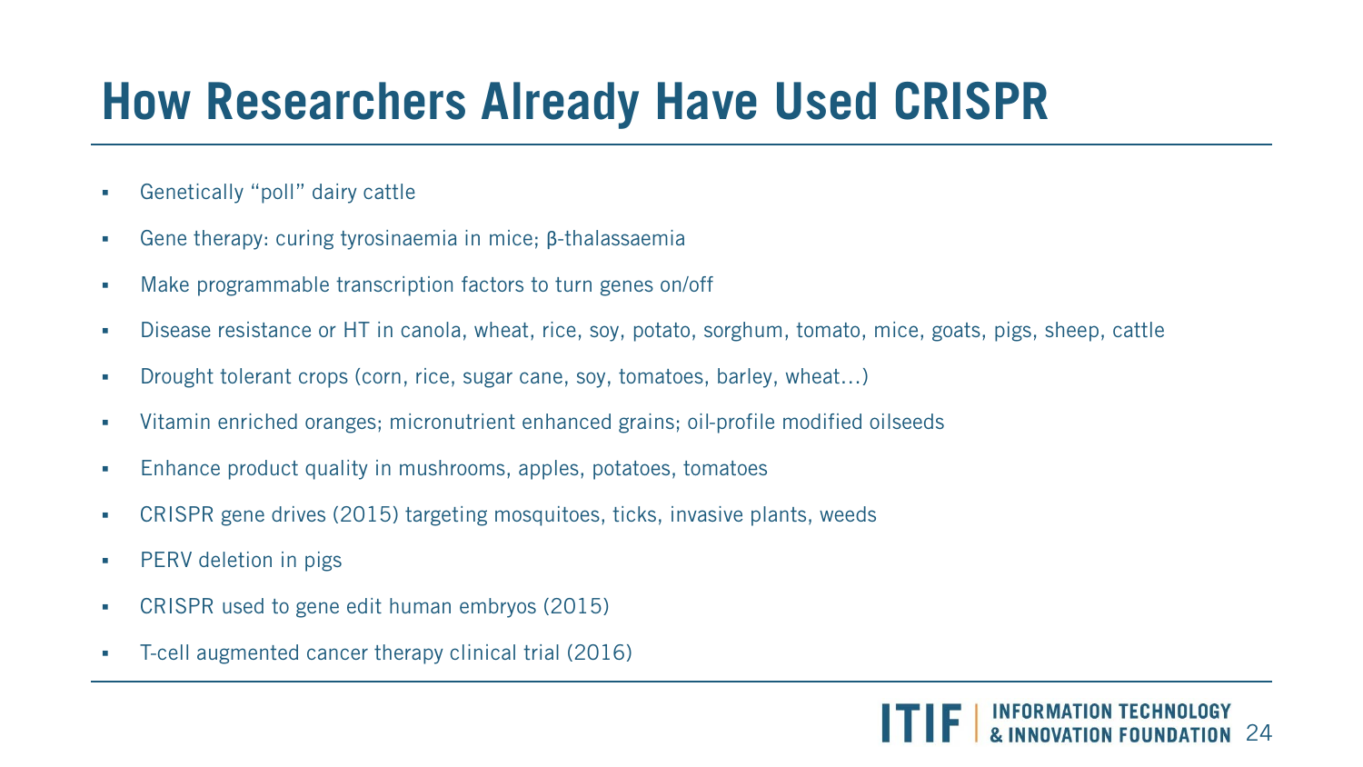# How Researchers Already Have Used CRISPR

- Genetically "poll" dairy cattle
- Gene therapy: curing tyrosinaemia in mice; β-thalassaemia
- Make programmable transcription factors to turn genes on/off
- Disease resistance or HT in canola, wheat, rice, soy, potato, sorghum, tomato, mice, goats, pigs, sheep, cattle
- Drought tolerant crops (corn, rice, sugar cane, soy, tomatoes, barley, wheat…)
- Vitamin enriched oranges; micronutrient enhanced grains; oil-profile modified oilseeds
- Enhance product quality in mushrooms, apples, potatoes, tomatoes
- CRISPR gene drives (2015) targeting mosquitoes, ticks, invasive plants, weeds
- PERV deletion in pigs
- CRISPR used to gene edit human embryos (2015)
- T-cell augmented cancer therapy clinical trial (2016)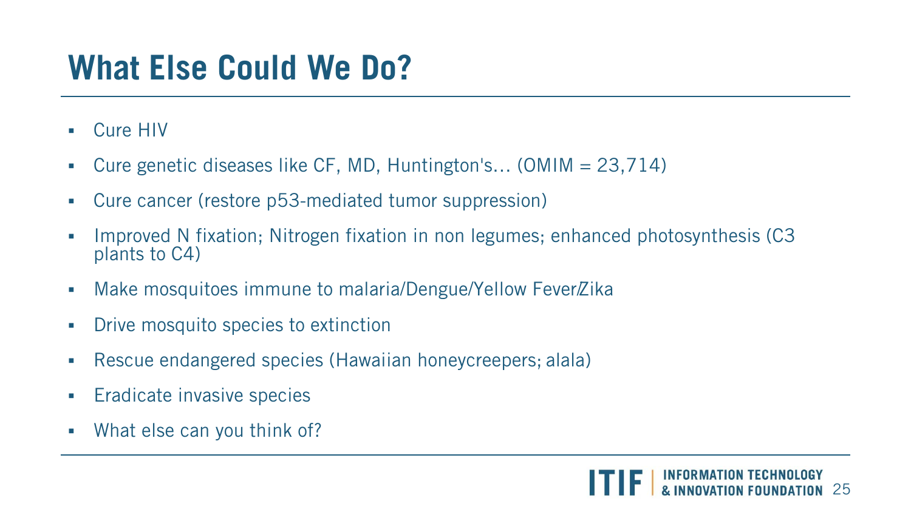# What Else Could We Do?

- Cure HIV
- Cure genetic diseases like CF, MD, Huntington's… (OMIM = 23,714)
- Cure cancer (restore p53-mediated tumor suppression)
- Improved N fixation; Nitrogen fixation in non legumes; enhanced photosynthesis (C3 plants to C4)
- Make mosquitoes immune to malaria/Dengue/Yellow Fever/Zika
- Drive mosquito species to extinction
- Rescue endangered species (Hawaiian honeycreepers; alala)
- Eradicate invasive species
- What else can you think of?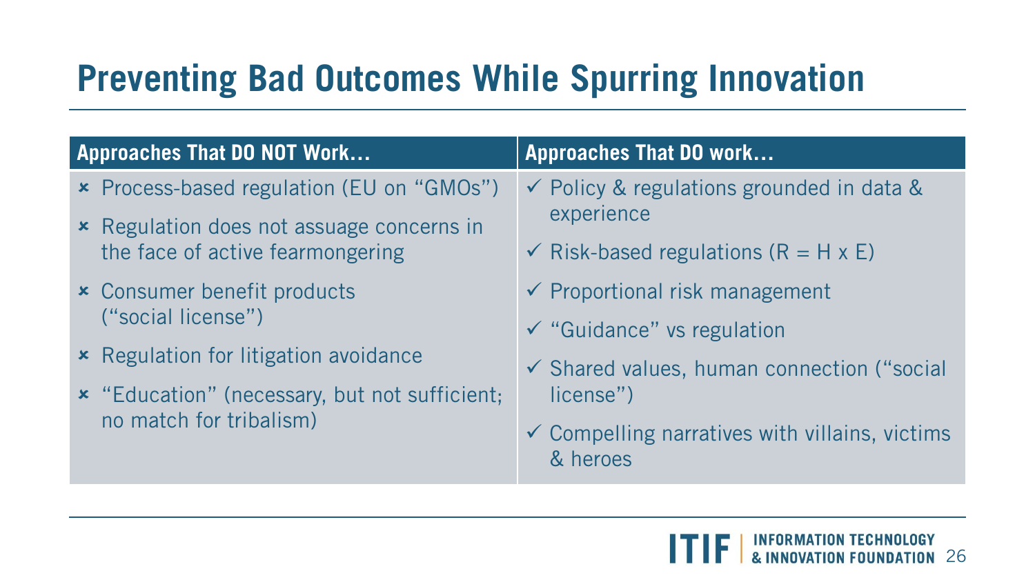# Preventing Bad Outcomes While Spurring Innovation

| Approaches That DO NOT Work… | Approaches That DO work… |
| --- | --- |
| × Process-based regulation (EU on "GMOs") | ✓ Policy & regulations grounded in data & experience |
| × Regulation does not assuage concerns in the face of active fearmongering | ✓ Risk-based regulations (R = H x E) |
| × Consumer benefit products ("social license") | ✓ Proportional risk management |
| × Regulation for litigation avoidance | ✓ "Guidance" vs regulation |
| × "Education" (necessary, but not sufficient; no match for tribalism) | ✓ Shared values, human connection ("social license") |
| | ✓ Compelling narratives with villains, victims & heroes |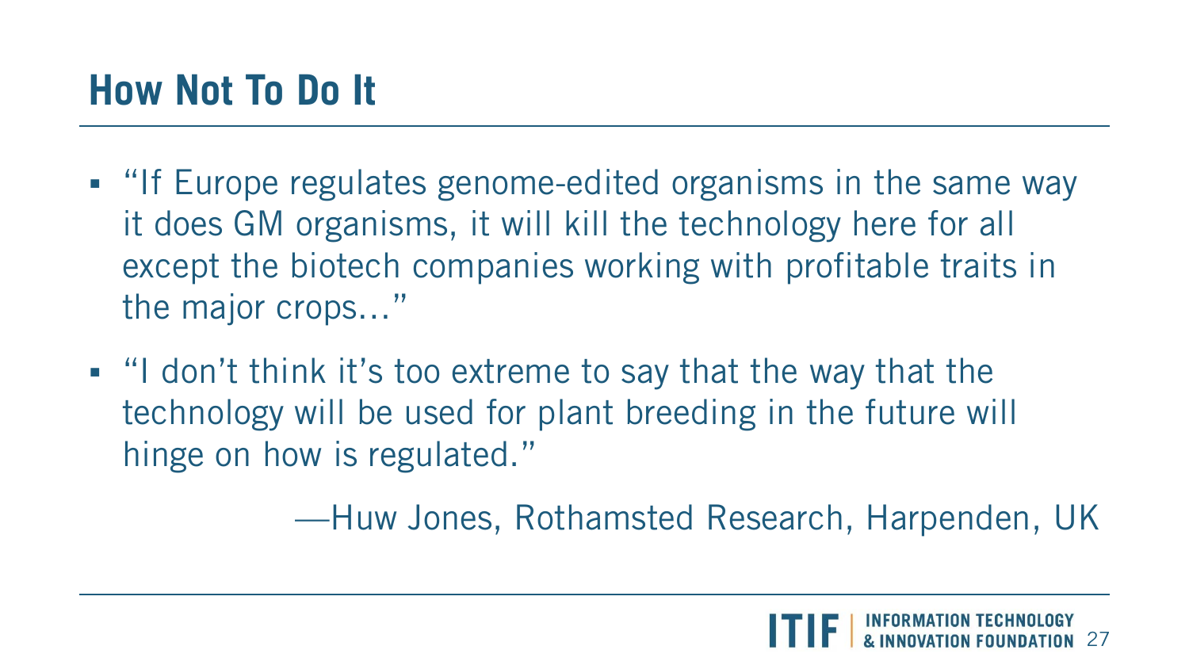# How Not To Do It

- "If Europe regulates genome-edited organisms in the same way it does GM organisms, it will kill the technology here for all except the biotech companies working with profitable traits in the major crops…"
- "I don't think it's too extreme to say that the way that the technology will be used for plant breeding in the future will hinge on how is regulated."

—Huw Jones, Rothamsted Research, Harpenden, UK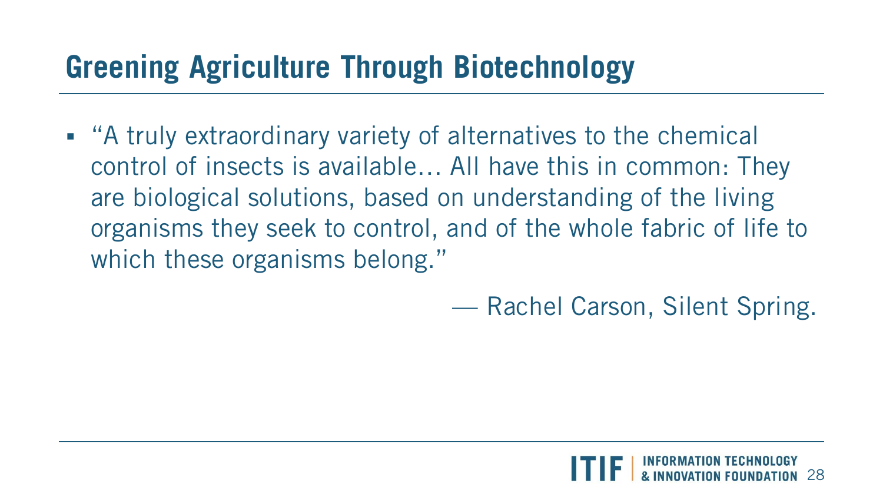## Greening Agriculture Through Biotechnology

- "A truly extraordinary variety of alternatives to the chemical control of insects is available… All have this in common: They are biological solutions, based on understanding of the living organisms they seek to control, and of the whole fabric of life to which these organisms belong."

— Rachel Carson, Silent Spring.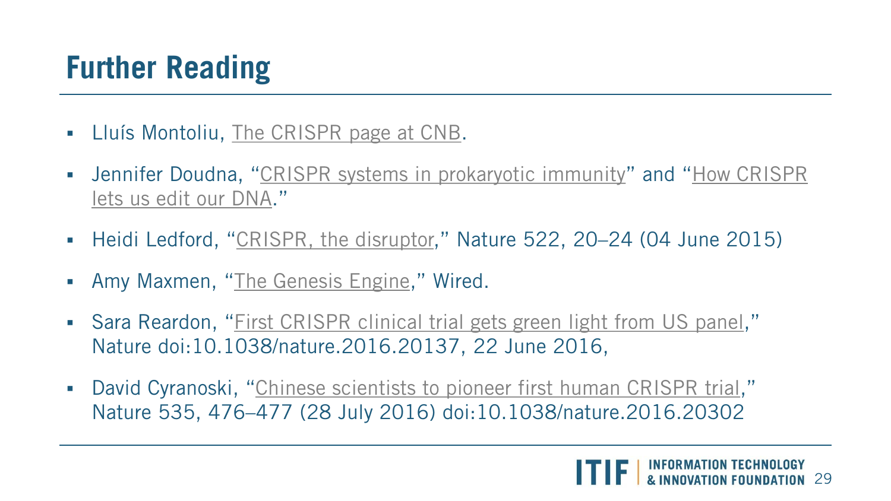# Further Reading

- Lluís Montoliu, The CRISPR page at CNB.
- Jennifer Doudna, "CRISPR systems in prokaryotic immunity" and "How CRISPR lets us edit our DNA."
- Heidi Ledford, "CRISPR, the disruptor," Nature 522, 20–24 (04 June 2015)
- Amy Maxmen, "The Genesis Engine," Wired.
- Sara Reardon, "First CRISPR clinical trial gets green light from US panel," Nature doi:10.1038/nature.2016.20137, 22 June 2016,
- David Cyranoski, "Chinese scientists to pioneer first human CRISPR trial," Nature 535, 476–477 (28 July 2016) doi:10.1038/nature.2016.20302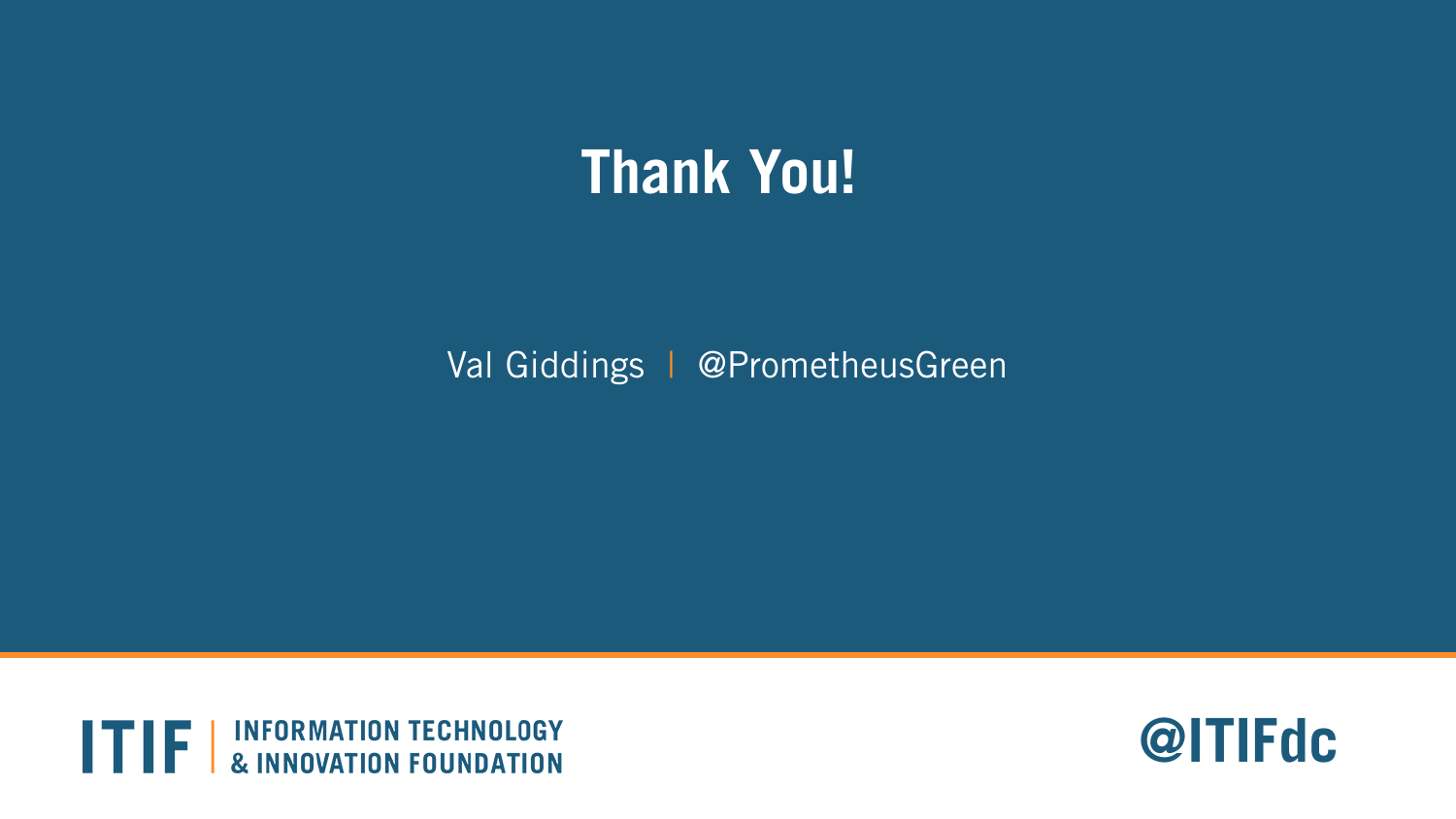# Thank You!

Val Giddings | @PrometheusGreen

ITIF | INFORMATION TECHNOLOGY & INNOVATION FOUNDATION

@ITIFdc